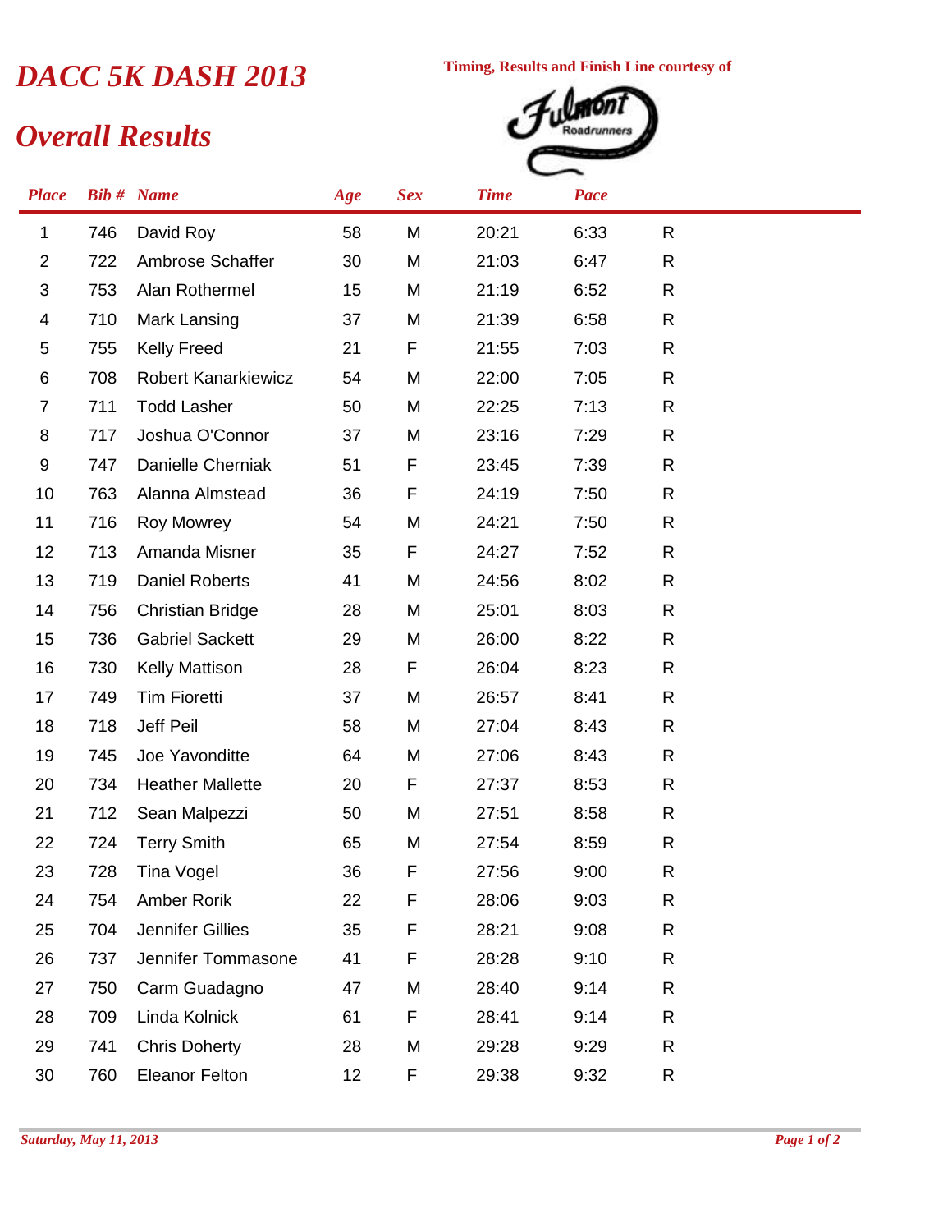# DACC 5K DASH 2013

Timing, Results and Finish Line courtesy of Fulmont Roadrunners

## Overall Results

| Place | Bib # | Name | Age | Sex | Time | Pace | |
|---|---|---|---|---|---|---|---|
| 1 | 746 | David Roy | 58 | M | 20:21 | 6:33 | R |
| 2 | 722 | Ambrose Schaffer | 30 | M | 21:03 | 6:47 | R |
| 3 | 753 | Alan Rothermel | 15 | M | 21:19 | 6:52 | R |
| 4 | 710 | Mark Lansing | 37 | M | 21:39 | 6:58 | R |
| 5 | 755 | Kelly Freed | 21 | F | 21:55 | 7:03 | R |
| 6 | 708 | Robert Kanarkiewicz | 54 | M | 22:00 | 7:05 | R |
| 7 | 711 | Todd Lasher | 50 | M | 22:25 | 7:13 | R |
| 8 | 717 | Joshua O'Connor | 37 | M | 23:16 | 7:29 | R |
| 9 | 747 | Danielle Cherniak | 51 | F | 23:45 | 7:39 | R |
| 10 | 763 | Alanna Almstead | 36 | F | 24:19 | 7:50 | R |
| 11 | 716 | Roy Mowrey | 54 | M | 24:21 | 7:50 | R |
| 12 | 713 | Amanda Misner | 35 | F | 24:27 | 7:52 | R |
| 13 | 719 | Daniel Roberts | 41 | M | 24:56 | 8:02 | R |
| 14 | 756 | Christian Bridge | 28 | M | 25:01 | 8:03 | R |
| 15 | 736 | Gabriel Sackett | 29 | M | 26:00 | 8:22 | R |
| 16 | 730 | Kelly Mattison | 28 | F | 26:04 | 8:23 | R |
| 17 | 749 | Tim Fioretti | 37 | M | 26:57 | 8:41 | R |
| 18 | 718 | Jeff Peil | 58 | M | 27:04 | 8:43 | R |
| 19 | 745 | Joe Yavonditte | 64 | M | 27:06 | 8:43 | R |
| 20 | 734 | Heather Mallette | 20 | F | 27:37 | 8:53 | R |
| 21 | 712 | Sean Malpezzi | 50 | M | 27:51 | 8:58 | R |
| 22 | 724 | Terry Smith | 65 | M | 27:54 | 8:59 | R |
| 23 | 728 | Tina Vogel | 36 | F | 27:56 | 9:00 | R |
| 24 | 754 | Amber Rorik | 22 | F | 28:06 | 9:03 | R |
| 25 | 704 | Jennifer Gillies | 35 | F | 28:21 | 9:08 | R |
| 26 | 737 | Jennifer Tommasone | 41 | F | 28:28 | 9:10 | R |
| 27 | 750 | Carm Guadagno | 47 | M | 28:40 | 9:14 | R |
| 28 | 709 | Linda Kolnick | 61 | F | 28:41 | 9:14 | R |
| 29 | 741 | Chris Doherty | 28 | M | 29:28 | 9:29 | R |
| 30 | 760 | Eleanor Felton | 12 | F | 29:38 | 9:32 | R |

*Saturday, May 11, 2013*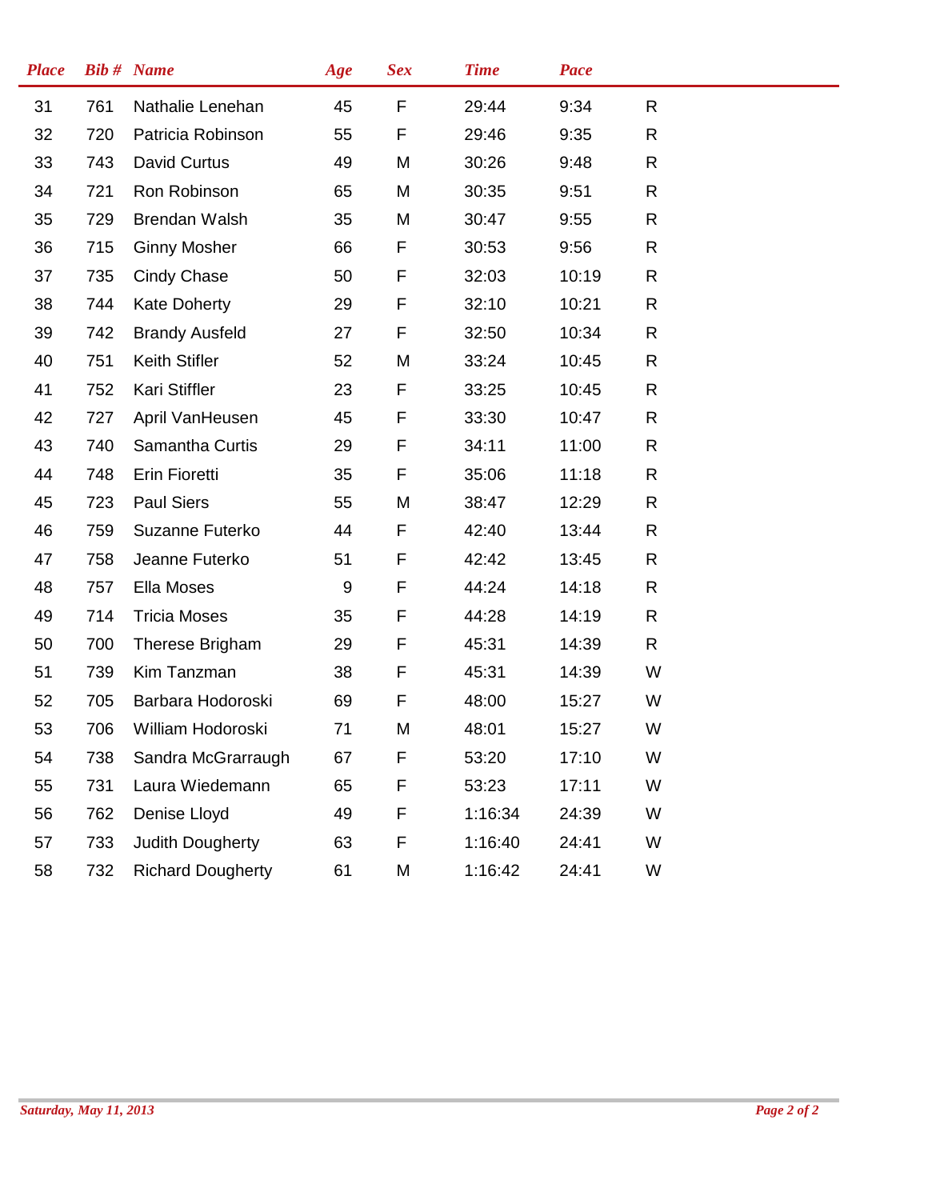| Place | Bib # | Name | Age | Sex | Time | Pace | |
|---|---|---|---|---|---|---|---|
| 31 | 761 | Nathalie Lenehan | 45 | F | 29:44 | 9:34 | R |
| 32 | 720 | Patricia Robinson | 55 | F | 29:46 | 9:35 | R |
| 33 | 743 | David Curtus | 49 | M | 30:26 | 9:48 | R |
| 34 | 721 | Ron Robinson | 65 | M | 30:35 | 9:51 | R |
| 35 | 729 | Brendan Walsh | 35 | M | 30:47 | 9:55 | R |
| 36 | 715 | Ginny Mosher | 66 | F | 30:53 | 9:56 | R |
| 37 | 735 | Cindy Chase | 50 | F | 32:03 | 10:19 | R |
| 38 | 744 | Kate Doherty | 29 | F | 32:10 | 10:21 | R |
| 39 | 742 | Brandy Ausfeld | 27 | F | 32:50 | 10:34 | R |
| 40 | 751 | Keith Stifler | 52 | M | 33:24 | 10:45 | R |
| 41 | 752 | Kari Stiffler | 23 | F | 33:25 | 10:45 | R |
| 42 | 727 | April VanHeusen | 45 | F | 33:30 | 10:47 | R |
| 43 | 740 | Samantha Curtis | 29 | F | 34:11 | 11:00 | R |
| 44 | 748 | Erin Fioretti | 35 | F | 35:06 | 11:18 | R |
| 45 | 723 | Paul Siers | 55 | M | 38:47 | 12:29 | R |
| 46 | 759 | Suzanne Futerko | 44 | F | 42:40 | 13:44 | R |
| 47 | 758 | Jeanne Futerko | 51 | F | 42:42 | 13:45 | R |
| 48 | 757 | Ella Moses | 9 | F | 44:24 | 14:18 | R |
| 49 | 714 | Tricia Moses | 35 | F | 44:28 | 14:19 | R |
| 50 | 700 | Therese Brigham | 29 | F | 45:31 | 14:39 | R |
| 51 | 739 | Kim Tanzman | 38 | F | 45:31 | 14:39 | W |
| 52 | 705 | Barbara Hodoroski | 69 | F | 48:00 | 15:27 | W |
| 53 | 706 | William Hodoroski | 71 | M | 48:01 | 15:27 | W |
| 54 | 738 | Sandra McGrarraugh | 67 | F | 53:20 | 17:10 | W |
| 55 | 731 | Laura Wiedemann | 65 | F | 53:23 | 17:11 | W |
| 56 | 762 | Denise Lloyd | 49 | F | 1:16:34 | 24:39 | W |
| 57 | 733 | Judith Dougherty | 63 | F | 1:16:40 | 24:41 | W |
| 58 | 732 | Richard Dougherty | 61 | M | 1:16:42 | 24:41 | W |

*Saturday, May 11, 2013*